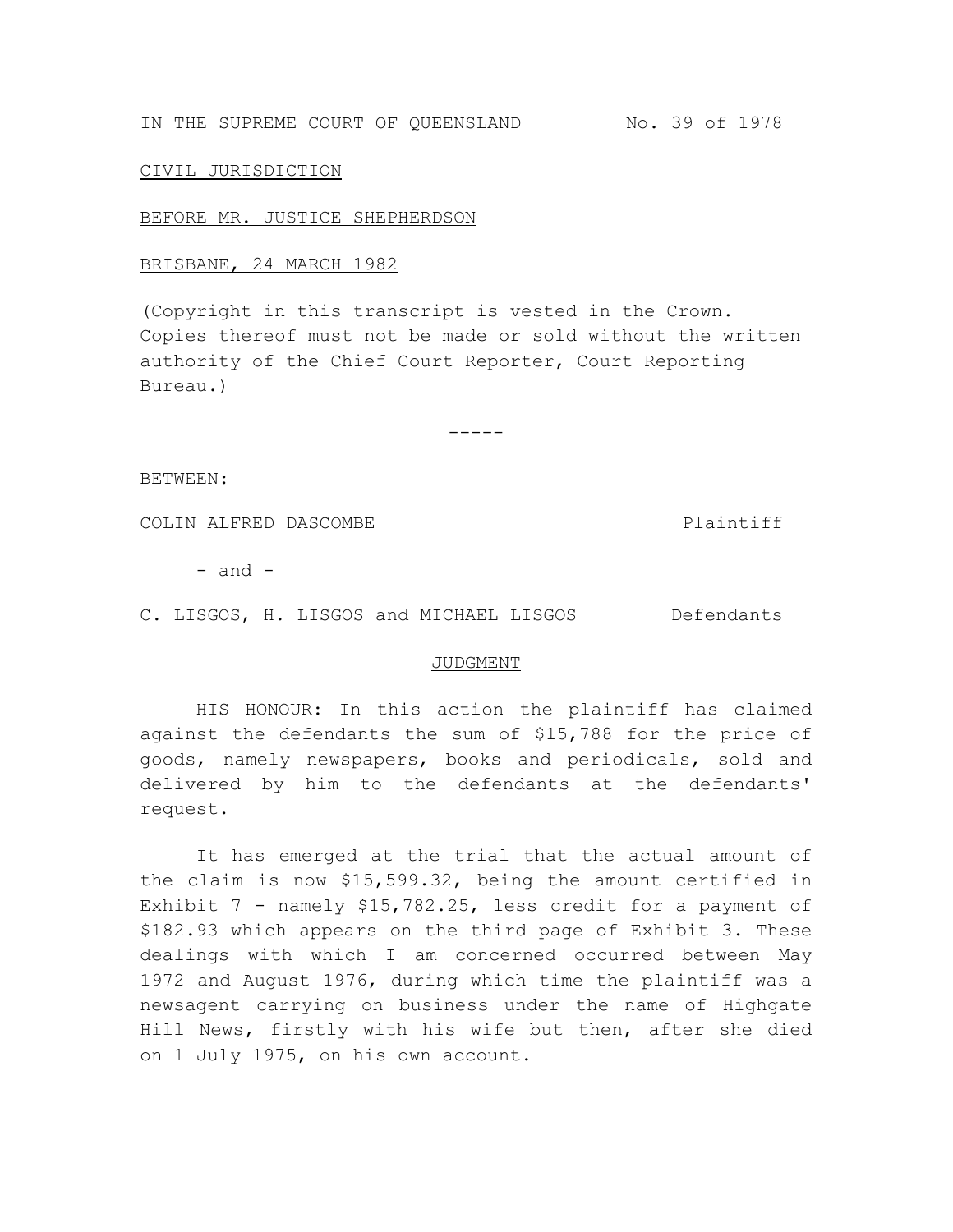IN THE SUPREME COURT OF QUEENSLAND No. 39 of 1978

CIVIL JURISDICTION

BEFORE MR. JUSTICE SHEPHERDSON

BRISBANE, 24 MARCH 1982

(Copyright in this transcript is vested in the Crown. Copies thereof must not be made or sold without the written authority of the Chief Court Reporter, Court Reporting Bureau.)

-----

BETWEEN:

COLIN ALFRED DASCOMBE Plaintiff

- and -

C. LISGOS, H. LISGOS and MICHAEL LISGOS Defendants

## JUDGMENT

HIS HONOUR: In this action the plaintiff has claimed against the defendants the sum of $15,788 for the price of goods, namely newspapers, books and periodicals, sold and delivered by him to the defendants at the defendants' request.

It has emerged at the trial that the actual amount of the claim is now $15,599.32, being the amount certified in Exhibit 7 - namely $15,782.25, less credit for a payment of $182.93 which appears on the third page of Exhibit 3. These dealings with which I am concerned occurred between May 1972 and August 1976, during which time the plaintiff was a newsagent carrying on business under the name of Highgate Hill News, firstly with his wife but then, after she died on 1 July 1975, on his own account.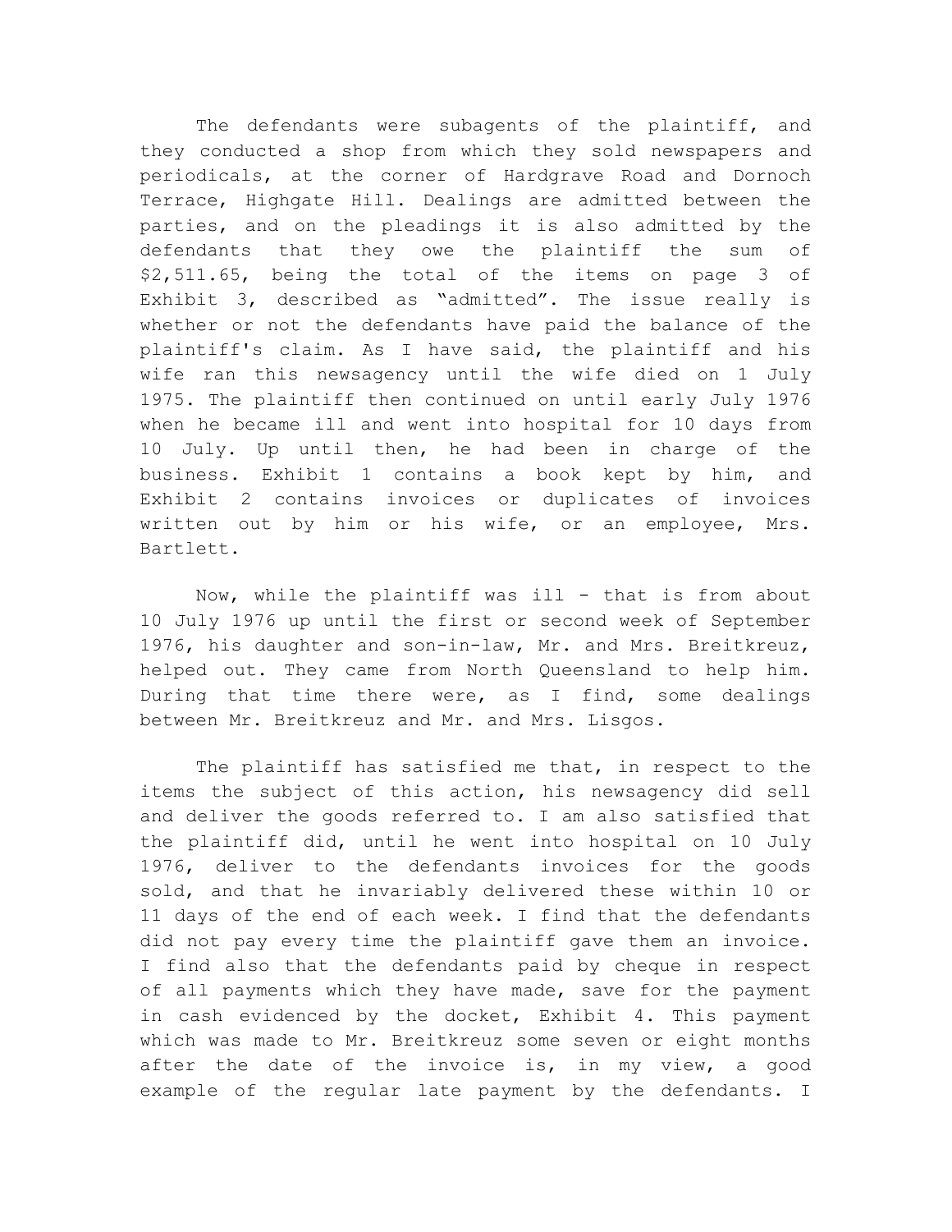The defendants were subagents of the plaintiff, and they conducted a shop from which they sold newspapers and periodicals, at the corner of Hardgrave Road and Dornoch Terrace, Highgate Hill. Dealings are admitted between the parties, and on the pleadings it is also admitted by the defendants that they owe the plaintiff the sum of $2,511.65, being the total of the items on page 3 of Exhibit 3, described as "admitted". The issue really is whether or not the defendants have paid the balance of the plaintiff's claim. As I have said, the plaintiff and his wife ran this newsagency until the wife died on 1 July 1975. The plaintiff then continued on until early July 1976 when he became ill and went into hospital for 10 days from 10 July. Up until then, he had been in charge of the business. Exhibit 1 contains a book kept by him, and Exhibit 2 contains invoices or duplicates of invoices written out by him or his wife, or an employee, Mrs. Bartlett.

Now, while the plaintiff was ill - that is from about 10 July 1976 up until the first or second week of September 1976, his daughter and son-in-law, Mr. and Mrs. Breitkreuz, helped out. They came from North Queensland to help him. During that time there were, as I find, some dealings between Mr. Breitkreuz and Mr. and Mrs. Lisgos.

The plaintiff has satisfied me that, in respect to the items the subject of this action, his newsagency did sell and deliver the goods referred to. I am also satisfied that the plaintiff did, until he went into hospital on 10 July 1976, deliver to the defendants invoices for the goods sold, and that he invariably delivered these within 10 or 11 days of the end of each week. I find that the defendants did not pay every time the plaintiff gave them an invoice. I find also that the defendants paid by cheque in respect of all payments which they have made, save for the payment in cash evidenced by the docket, Exhibit 4. This payment which was made to Mr. Breitkreuz some seven or eight months after the date of the invoice is, in my view, a good example of the regular late payment by the defendants. I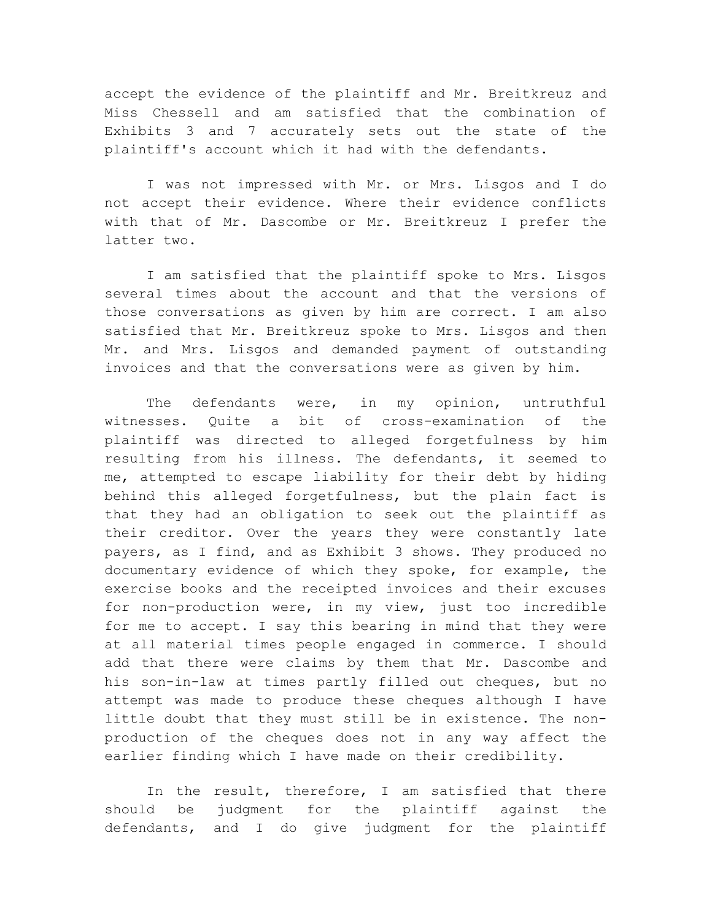accept the evidence of the plaintiff and Mr. Breitkreuz and Miss Chessell and am satisfied that the combination of Exhibits 3 and 7 accurately sets out the state of the plaintiff's account which it had with the defendants.

I was not impressed with Mr. or Mrs. Lisgos and I do not accept their evidence. Where their evidence conflicts with that of Mr. Dascombe or Mr. Breitkreuz I prefer the latter two.

I am satisfied that the plaintiff spoke to Mrs. Lisgos several times about the account and that the versions of those conversations as given by him are correct. I am also satisfied that Mr. Breitkreuz spoke to Mrs. Lisgos and then Mr. and Mrs. Lisgos and demanded payment of outstanding invoices and that the conversations were as given by him.

The defendants were, in my opinion, untruthful witnesses. Quite a bit of cross-examination of the plaintiff was directed to alleged forgetfulness by him resulting from his illness. The defendants, it seemed to me, attempted to escape liability for their debt by hiding behind this alleged forgetfulness, but the plain fact is that they had an obligation to seek out the plaintiff as their creditor. Over the years they were constantly late payers, as I find, and as Exhibit 3 shows. They produced no documentary evidence of which they spoke, for example, the exercise books and the receipted invoices and their excuses for non-production were, in my view, just too incredible for me to accept. I say this bearing in mind that they were at all material times people engaged in commerce. I should add that there were claims by them that Mr. Dascombe and his son-in-law at times partly filled out cheques, but no attempt was made to produce these cheques although I have little doubt that they must still be in existence. The non-production of the cheques does not in any way affect the earlier finding which I have made on their credibility.

In the result, therefore, I am satisfied that there should be judgment for the plaintiff against the defendants, and I do give judgment for the plaintiff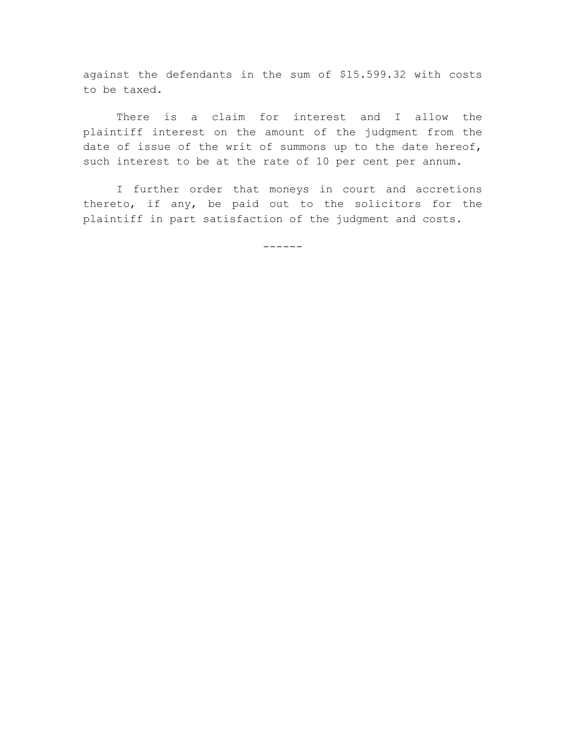against the defendants in the sum of $15.599.32 with costs to be taxed.

There is a claim for interest and I allow the plaintiff interest on the amount of the judgment from the date of issue of the writ of summons up to the date hereof, such interest to be at the rate of 10 per cent per annum.

I further order that moneys in court and accretions thereto, if any, be paid out to the solicitors for the plaintiff in part satisfaction of the judgment and costs.

------